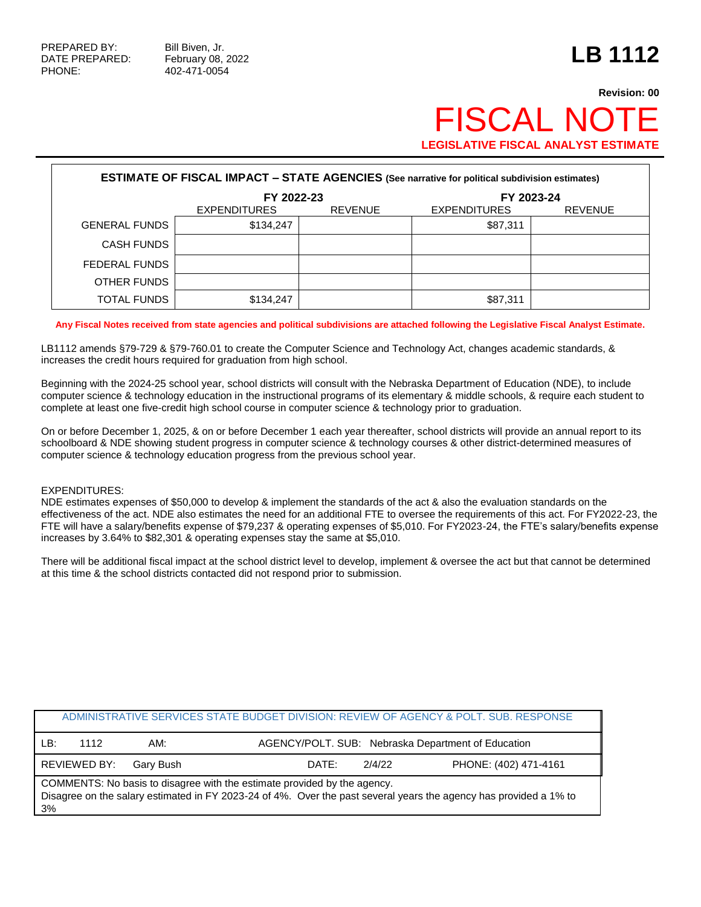PREPARED BY: Bill Biven, Jr.
DATE PREPARED: February 08, 2022
PHONE: 402-471-0054

# LB 1112

**Revision: 00**

# FISCAL NOTE

**LEGISLATIVE FISCAL ANALYST ESTIMATE**

**ESTIMATE OF FISCAL IMPACT – STATE AGENCIES (See narrative for political subdivision estimates)**

| | FY 2022-23 | | FY 2023-24 | |
|---|---|---|---|---|
| | EXPENDITURES | REVENUE | EXPENDITURES | REVENUE |
| GENERAL FUNDS | $134,247 | | $87,311 | |
| CASH FUNDS | | | | |
| FEDERAL FUNDS | | | | |
| OTHER FUNDS | | | | |
| TOTAL FUNDS | $134,247 | | $87,311 | |

**Any Fiscal Notes received from state agencies and political subdivisions are attached following the Legislative Fiscal Analyst Estimate.**

LB1112 amends §79-729 & §79-760.01 to create the Computer Science and Technology Act, changes academic standards, & increases the credit hours required for graduation from high school.

Beginning with the 2024-25 school year, school districts will consult with the Nebraska Department of Education (NDE), to include computer science & technology education in the instructional programs of its elementary & middle schools, & require each student to complete at least one five-credit high school course in computer science & technology prior to graduation.

On or before December 1, 2025, & on or before December 1 each year thereafter, school districts will provide an annual report to its schoolboard & NDE showing student progress in computer science & technology courses & other district-determined measures of computer science & technology education progress from the previous school year.

EXPENDITURES:
NDE estimates expenses of $50,000 to develop & implement the standards of the act & also the evaluation standards on the effectiveness of the act. NDE also estimates the need for an additional FTE to oversee the requirements of this act. For FY2022-23, the FTE will have a salary/benefits expense of $79,237 & operating expenses of $5,010. For FY2023-24, the FTE's salary/benefits expense increases by 3.64% to $82,301 & operating expenses stay the same at $5,010.

There will be additional fiscal impact at the school district level to develop, implement & oversee the act but that cannot be determined at this time & the school districts contacted did not respond prior to submission.

| ADMINISTRATIVE SERVICES STATE BUDGET DIVISION: REVIEW OF AGENCY & POLT. SUB. RESPONSE | | | |
|---|---|---|---|
| LB: 1112 | AM: | AGENCY/POLT. SUB: Nebraska Department of Education | |
| REVIEWED BY: Gary Bush | | DATE: 2/4/22 | PHONE: (402) 471-4161 |
| COMMENTS: No basis to disagree with the estimate provided by the agency. Disagree on the salary estimated in FY 2023-24 of 4%. Over the past several years the agency has provided a 1% to 3% | | | |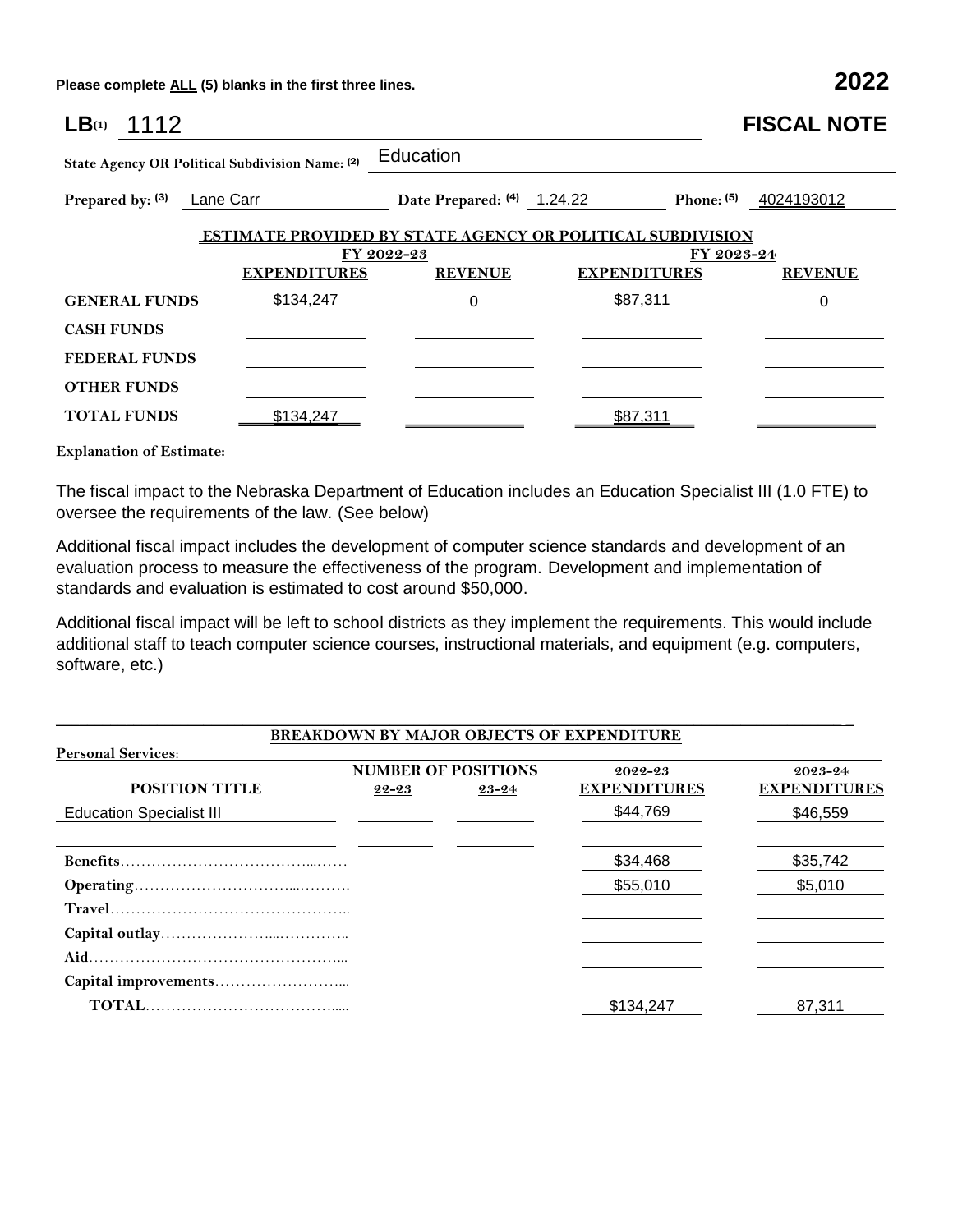Please complete ALL (5) blanks in the first three lines. **2022**

**LB(1)** 1112 **FISCAL NOTE**

**State Agency OR Political Subdivision Name: (2)** Education

**Prepared by: (3)** Lane Carr **Date Prepared: (4)** 1.24.22 **Phone: (5)** 4024193012

**ESTIMATE PROVIDED BY STATE AGENCY OR POLITICAL SUBDIVISION**

| | FY 2022-23 | | FY 2023-24 | |
|---|---|---|---|---|
| | **EXPENDITURES** | **REVENUE** | **EXPENDITURES** | **REVENUE** |
| **GENERAL FUNDS** | $134,247 | 0 | $87,311 | 0 |
| **CASH FUNDS** | | | | |
| **FEDERAL FUNDS** | | | | |
| **OTHER FUNDS** | | | | |
| **TOTAL FUNDS** | $134,247 | | $87,311 | |

**Explanation of Estimate:**

The fiscal impact to the Nebraska Department of Education includes an Education Specialist III (1.0 FTE) to oversee the requirements of the law. (See below)

Additional fiscal impact includes the development of computer science standards and development of an evaluation process to measure the effectiveness of the program. Development and implementation of standards and evaluation is estimated to cost around $50,000.

Additional fiscal impact will be left to school districts as they implement the requirements. This would include additional staff to teach computer science courses, instructional materials, and equipment (e.g. computers, software, etc.)

**BREAKDOWN BY MAJOR OBJECTS OF EXPENDITURE**

**Personal Services:**

| | NUMBER OF POSITIONS | | 2022-23 | 2023-24 |
|---|---|---|---|---|
| **POSITION TITLE** | **22-23** | **23-24** | **EXPENDITURES** | **EXPENDITURES** |
| Education Specialist III | | | $44,769 | $46,559 |
| | | | | |
| **Benefits** | | | $34,468 | $35,742 |
| **Operating** | | | $55,010 | $5,010 |
| **Travel** | | | | |
| **Capital outlay** | | | | |
| **Aid** | | | | |
| **Capital improvements** | | | | |
| **TOTAL** | | | $134,247 | 87,311 |